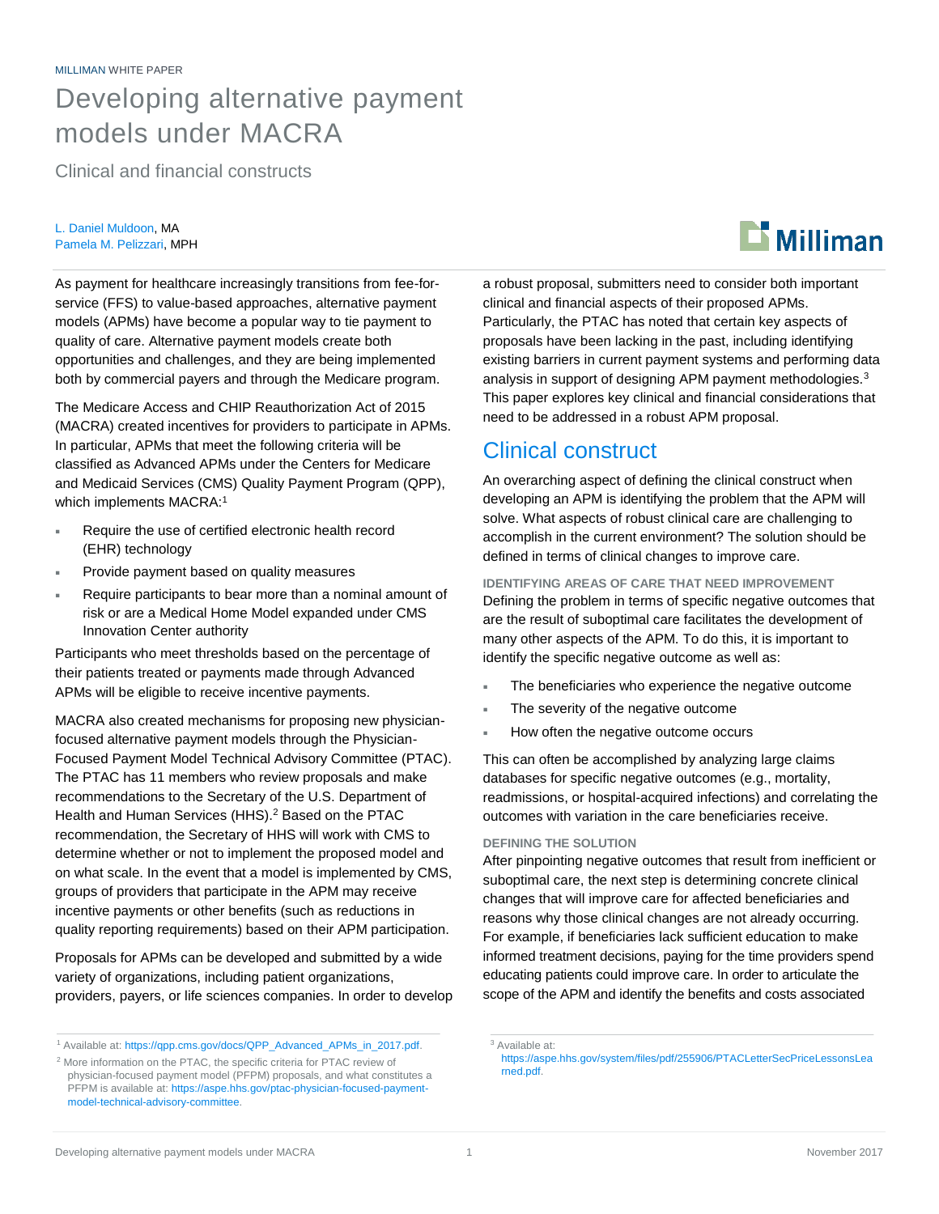MILLIMAN WHITE PAPER

# Developing alternative payment models under MACRA

## Clinical and financial constructs

L. Daniel Muldoon, MA
Pamela M. Pelizzari, MPH

As payment for healthcare increasingly transitions from fee-for-service (FFS) to value-based approaches, alternative payment models (APMs) have become a popular way to tie payment to quality of care. Alternative payment models create both opportunities and challenges, and they are being implemented both by commercial payers and through the Medicare program.

The Medicare Access and CHIP Reauthorization Act of 2015 (MACRA) created incentives for providers to participate in APMs. In particular, APMs that meet the following criteria will be classified as Advanced APMs under the Centers for Medicare and Medicaid Services (CMS) Quality Payment Program (QPP), which implements MACRA:[1]

- Require the use of certified electronic health record (EHR) technology
- Provide payment based on quality measures
- Require participants to bear more than a nominal amount of risk or are a Medical Home Model expanded under CMS Innovation Center authority

Participants who meet thresholds based on the percentage of their patients treated or payments made through Advanced APMs will be eligible to receive incentive payments.

MACRA also created mechanisms for proposing new physician-focused alternative payment models through the Physician-Focused Payment Model Technical Advisory Committee (PTAC). The PTAC has 11 members who review proposals and make recommendations to the Secretary of the U.S. Department of Health and Human Services (HHS).[2] Based on the PTAC recommendation, the Secretary of HHS will work with CMS to determine whether or not to implement the proposed model and on what scale. In the event that a model is implemented by CMS, groups of providers that participate in the APM may receive incentive payments or other benefits (such as reductions in quality reporting requirements) based on their APM participation.

Proposals for APMs can be developed and submitted by a wide variety of organizations, including patient organizations, providers, payers, or life sciences companies. In order to develop a robust proposal, submitters need to consider both important clinical and financial aspects of their proposed APMs. Particularly, the PTAC has noted that certain key aspects of proposals have been lacking in the past, including identifying existing barriers in current payment systems and performing data analysis in support of designing APM payment methodologies.[3] This paper explores key clinical and financial considerations that need to be addressed in a robust APM proposal.

## Clinical construct

An overarching aspect of defining the clinical construct when developing an APM is identifying the problem that the APM will solve. What aspects of robust clinical care are challenging to accomplish in the current environment? The solution should be defined in terms of clinical changes to improve care.

### IDENTIFYING AREAS OF CARE THAT NEED IMPROVEMENT

Defining the problem in terms of specific negative outcomes that are the result of suboptimal care facilitates the development of many other aspects of the APM. To do this, it is important to identify the specific negative outcome as well as:

- The beneficiaries who experience the negative outcome
- The severity of the negative outcome
- How often the negative outcome occurs

This can often be accomplished by analyzing large claims databases for specific negative outcomes (e.g., mortality, readmissions, or hospital-acquired infections) and correlating the outcomes with variation in the care beneficiaries receive.

### DEFINING THE SOLUTION

After pinpointing negative outcomes that result from inefficient or suboptimal care, the next step is determining concrete clinical changes that will improve care for affected beneficiaries and reasons why those clinical changes are not already occurring. For example, if beneficiaries lack sufficient education to make informed treatment decisions, paying for the time providers spend educating patients could improve care. In order to articulate the scope of the APM and identify the benefits and costs associated

---

[1] Available at: https://qpp.cms.gov/docs/QPP_Advanced_APMs_in_2017.pdf.

[2] More information on the PTAC, the specific criteria for PTAC review of physician-focused payment model (PFPM) proposals, and what constitutes a PFPM is available at: https://aspe.hhs.gov/ptac-physician-focused-payment-model-technical-advisory-committee.

[3] Available at: https://aspe.hhs.gov/system/files/pdf/255906/PTACLetterSecPriceLessonsLearned.pdf.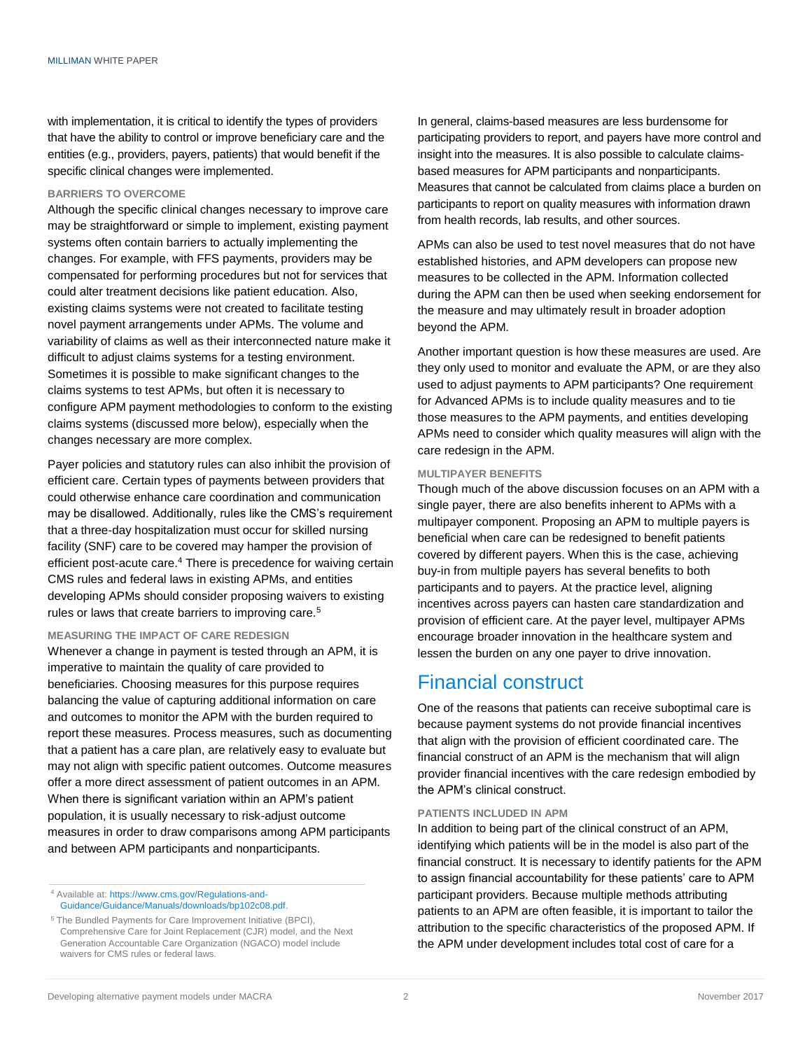with implementation, it is critical to identify the types of providers that have the ability to control or improve beneficiary care and the entities (e.g., providers, payers, patients) that would benefit if the specific clinical changes were implemented.

#### BARRIERS TO OVERCOME

Although the specific clinical changes necessary to improve care may be straightforward or simple to implement, existing payment systems often contain barriers to actually implementing the changes. For example, with FFS payments, providers may be compensated for performing procedures but not for services that could alter treatment decisions like patient education. Also, existing claims systems were not created to facilitate testing novel payment arrangements under APMs. The volume and variability of claims as well as their interconnected nature make it difficult to adjust claims systems for a testing environment. Sometimes it is possible to make significant changes to the claims systems to test APMs, but often it is necessary to configure APM payment methodologies to conform to the existing claims systems (discussed more below), especially when the changes necessary are more complex.

Payer policies and statutory rules can also inhibit the provision of efficient care. Certain types of payments between providers that could otherwise enhance care coordination and communication may be disallowed. Additionally, rules like the CMS's requirement that a three-day hospitalization must occur for skilled nursing facility (SNF) care to be covered may hamper the provision of efficient post-acute care.[4] There is precedence for waiving certain CMS rules and federal laws in existing APMs, and entities developing APMs should consider proposing waivers to existing rules or laws that create barriers to improving care.[5]

#### MEASURING THE IMPACT OF CARE REDESIGN

Whenever a change in payment is tested through an APM, it is imperative to maintain the quality of care provided to beneficiaries. Choosing measures for this purpose requires balancing the value of capturing additional information on care and outcomes to monitor the APM with the burden required to report these measures. Process measures, such as documenting that a patient has a care plan, are relatively easy to evaluate but may not align with specific patient outcomes. Outcome measures offer a more direct assessment of patient outcomes in an APM. When there is significant variation within an APM's patient population, it is usually necessary to risk-adjust outcome measures in order to draw comparisons among APM participants and between APM participants and nonparticipants.

In general, claims-based measures are less burdensome for participating providers to report, and payers have more control and insight into the measures. It is also possible to calculate claims-based measures for APM participants and nonparticipants. Measures that cannot be calculated from claims place a burden on participants to report on quality measures with information drawn from health records, lab results, and other sources.

APMs can also be used to test novel measures that do not have established histories, and APM developers can propose new measures to be collected in the APM. Information collected during the APM can then be used when seeking endorsement for the measure and may ultimately result in broader adoption beyond the APM.

Another important question is how these measures are used. Are they only used to monitor and evaluate the APM, or are they also used to adjust payments to APM participants? One requirement for Advanced APMs is to include quality measures and to tie those measures to the APM payments, and entities developing APMs need to consider which quality measures will align with the care redesign in the APM.

#### MULTIPAYER BENEFITS

Though much of the above discussion focuses on an APM with a single payer, there are also benefits inherent to APMs with a multipayer component. Proposing an APM to multiple payers is beneficial when care can be redesigned to benefit patients covered by different payers. When this is the case, achieving buy-in from multiple payers has several benefits to both participants and to payers. At the practice level, aligning incentives across payers can hasten care standardization and provision of efficient care. At the payer level, multipayer APMs encourage broader innovation in the healthcare system and lessen the burden on any one payer to drive innovation.

## Financial construct

One of the reasons that patients can receive suboptimal care is because payment systems do not provide financial incentives that align with the provision of efficient coordinated care. The financial construct of an APM is the mechanism that will align provider financial incentives with the care redesign embodied by the APM's clinical construct.

#### PATIENTS INCLUDED IN APM

In addition to being part of the clinical construct of an APM, identifying which patients will be in the model is also part of the financial construct. It is necessary to identify patients for the APM to assign financial accountability for these patients' care to APM participant providers. Because multiple methods attributing patients to an APM are often feasible, it is important to tailor the attribution to the specific characteristics of the proposed APM. If the APM under development includes total cost of care for a

---

[4] Available at: https://www.cms.gov/Regulations-and-Guidance/Guidance/Manuals/downloads/bp102c08.pdf.

[5] The Bundled Payments for Care Improvement Initiative (BPCI), Comprehensive Care for Joint Replacement (CJR) model, and the Next Generation Accountable Care Organization (NGACO) model include waivers for CMS rules or federal laws.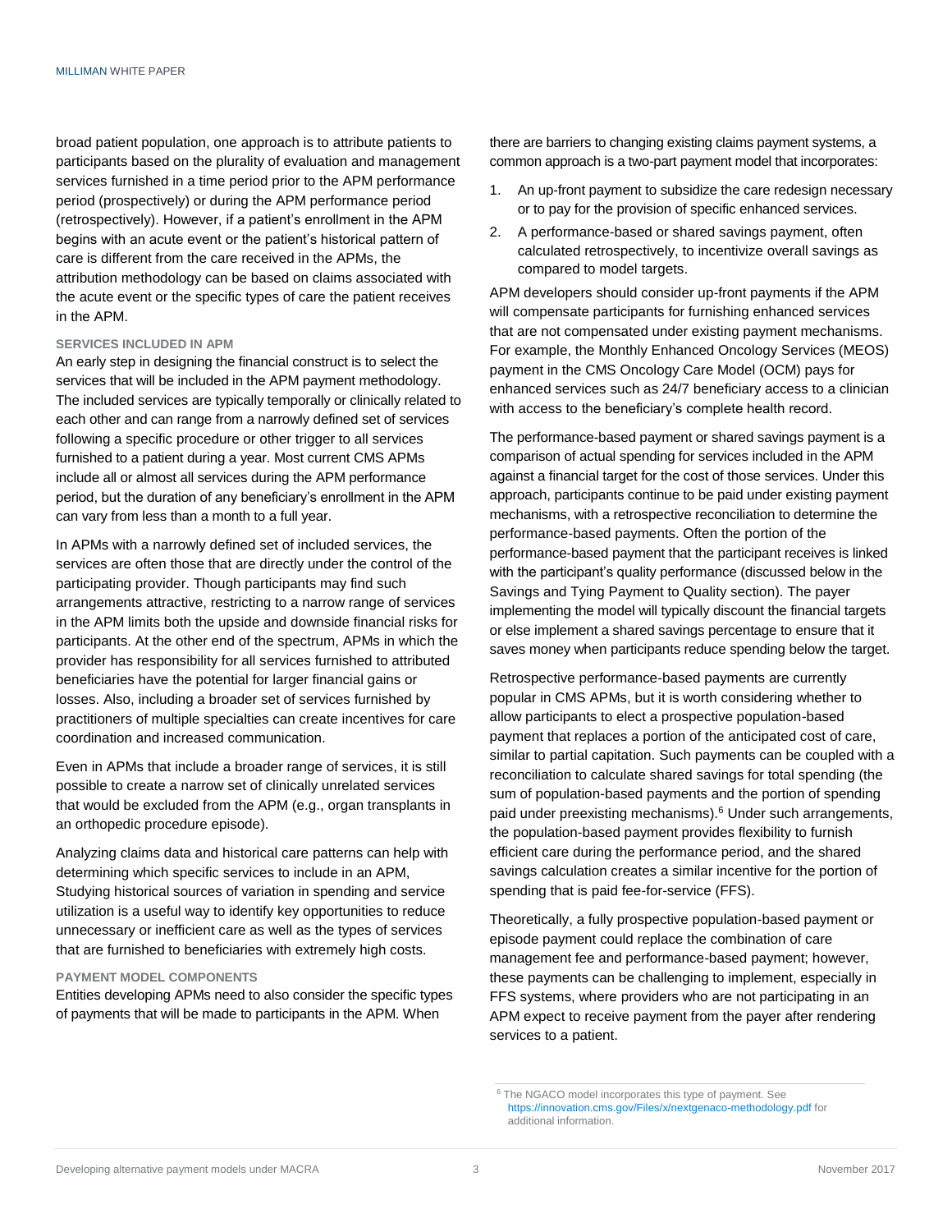broad patient population, one approach is to attribute patients to participants based on the plurality of evaluation and management services furnished in a time period prior to the APM performance period (prospectively) or during the APM performance period (retrospectively). However, if a patient's enrollment in the APM begins with an acute event or the patient's historical pattern of care is different from the care received in the APMs, the attribution methodology can be based on claims associated with the acute event or the specific types of care the patient receives in the APM.

### SERVICES INCLUDED IN APM

An early step in designing the financial construct is to select the services that will be included in the APM payment methodology. The included services are typically temporally or clinically related to each other and can range from a narrowly defined set of services following a specific procedure or other trigger to all services furnished to a patient during a year. Most current CMS APMs include all or almost all services during the APM performance period, but the duration of any beneficiary's enrollment in the APM can vary from less than a month to a full year.

In APMs with a narrowly defined set of included services, the services are often those that are directly under the control of the participating provider. Though participants may find such arrangements attractive, restricting to a narrow range of services in the APM limits both the upside and downside financial risks for participants. At the other end of the spectrum, APMs in which the provider has responsibility for all services furnished to attributed beneficiaries have the potential for larger financial gains or losses. Also, including a broader set of services furnished by practitioners of multiple specialties can create incentives for care coordination and increased communication.

Even in APMs that include a broader range of services, it is still possible to create a narrow set of clinically unrelated services that would be excluded from the APM (e.g., organ transplants in an orthopedic procedure episode).

Analyzing claims data and historical care patterns can help with determining which specific services to include in an APM, Studying historical sources of variation in spending and service utilization is a useful way to identify key opportunities to reduce unnecessary or inefficient care as well as the types of services that are furnished to beneficiaries with extremely high costs.

### PAYMENT MODEL COMPONENTS

Entities developing APMs need to also consider the specific types of payments that will be made to participants in the APM. When there are barriers to changing existing claims payment systems, a common approach is a two-part payment model that incorporates:

1. An up-front payment to subsidize the care redesign necessary or to pay for the provision of specific enhanced services.
2. A performance-based or shared savings payment, often calculated retrospectively, to incentivize overall savings as compared to model targets.

APM developers should consider up-front payments if the APM will compensate participants for furnishing enhanced services that are not compensated under existing payment mechanisms. For example, the Monthly Enhanced Oncology Services (MEOS) payment in the CMS Oncology Care Model (OCM) pays for enhanced services such as 24/7 beneficiary access to a clinician with access to the beneficiary's complete health record.

The performance-based payment or shared savings payment is a comparison of actual spending for services included in the APM against a financial target for the cost of those services. Under this approach, participants continue to be paid under existing payment mechanisms, with a retrospective reconciliation to determine the performance-based payments. Often the portion of the performance-based payment that the participant receives is linked with the participant's quality performance (discussed below in the Savings and Tying Payment to Quality section). The payer implementing the model will typically discount the financial targets or else implement a shared savings percentage to ensure that it saves money when participants reduce spending below the target.

Retrospective performance-based payments are currently popular in CMS APMs, but it is worth considering whether to allow participants to elect a prospective population-based payment that replaces a portion of the anticipated cost of care, similar to partial capitation. Such payments can be coupled with a reconciliation to calculate shared savings for total spending (the sum of population-based payments and the portion of spending paid under preexisting mechanisms).[6] Under such arrangements, the population-based payment provides flexibility to furnish efficient care during the performance period, and the shared savings calculation creates a similar incentive for the portion of spending that is paid fee-for-service (FFS).

Theoretically, a fully prospective population-based payment or episode payment could replace the combination of care management fee and performance-based payment; however, these payments can be challenging to implement, especially in FFS systems, where providers who are not participating in an APM expect to receive payment from the payer after rendering services to a patient.

[6] The NGACO model incorporates this type of payment. See https://innovation.cms.gov/Files/x/nextgenaco-methodology.pdf for additional information.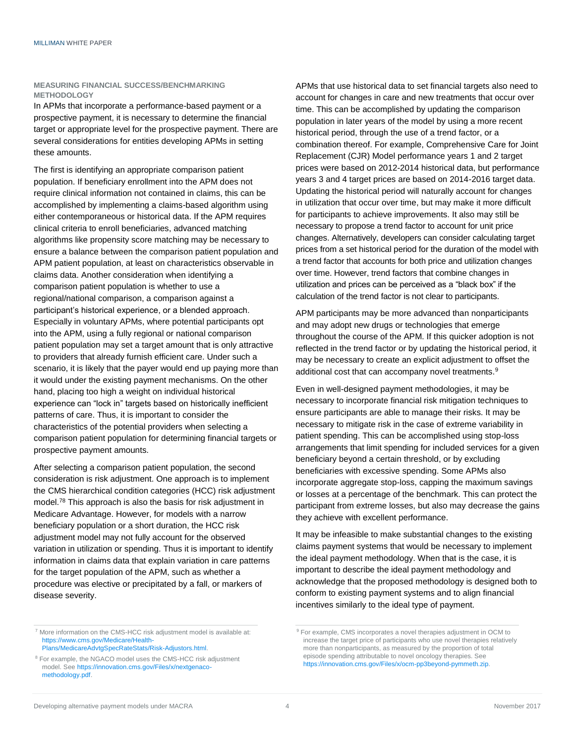### MEASURING FINANCIAL SUCCESS/BENCHMARKING METHODOLOGY

In APMs that incorporate a performance-based payment or a prospective payment, it is necessary to determine the financial target or appropriate level for the prospective payment. There are several considerations for entities developing APMs in setting these amounts.

The first is identifying an appropriate comparison patient population. If beneficiary enrollment into the APM does not require clinical information not contained in claims, this can be accomplished by implementing a claims-based algorithm using either contemporaneous or historical data. If the APM requires clinical criteria to enroll beneficiaries, advanced matching algorithms like propensity score matching may be necessary to ensure a balance between the comparison patient population and APM patient population, at least on characteristics observable in claims data. Another consideration when identifying a comparison patient population is whether to use a regional/national comparison, a comparison against a participant's historical experience, or a blended approach. Especially in voluntary APMs, where potential participants opt into the APM, using a fully regional or national comparison patient population may set a target amount that is only attractive to providers that already furnish efficient care. Under such a scenario, it is likely that the payer would end up paying more than it would under the existing payment mechanisms. On the other hand, placing too high a weight on individual historical experience can "lock in" targets based on historically inefficient patterns of care. Thus, it is important to consider the characteristics of the potential providers when selecting a comparison patient population for determining financial targets or prospective payment amounts.

After selecting a comparison patient population, the second consideration is risk adjustment. One approach is to implement the CMS hierarchical condition categories (HCC) risk adjustment model.[7,8] This approach is also the basis for risk adjustment in Medicare Advantage. However, for models with a narrow beneficiary population or a short duration, the HCC risk adjustment model may not fully account for the observed variation in utilization or spending. Thus it is important to identify information in claims data that explain variation in care patterns for the target population of the APM, such as whether a procedure was elective or precipitated by a fall, or markers of disease severity.

APMs that use historical data to set financial targets also need to account for changes in care and new treatments that occur over time. This can be accomplished by updating the comparison population in later years of the model by using a more recent historical period, through the use of a trend factor, or a combination thereof. For example, Comprehensive Care for Joint Replacement (CJR) Model performance years 1 and 2 target prices were based on 2012-2014 historical data, but performance years 3 and 4 target prices are based on 2014-2016 target data. Updating the historical period will naturally account for changes in utilization that occur over time, but may make it more difficult for participants to achieve improvements. It also may still be necessary to propose a trend factor to account for unit price changes. Alternatively, developers can consider calculating target prices from a set historical period for the duration of the model with a trend factor that accounts for both price and utilization changes over time. However, trend factors that combine changes in utilization and prices can be perceived as a "black box" if the calculation of the trend factor is not clear to participants.

APM participants may be more advanced than nonparticipants and may adopt new drugs or technologies that emerge throughout the course of the APM. If this quicker adoption is not reflected in the trend factor or by updating the historical period, it may be necessary to create an explicit adjustment to offset the additional cost that can accompany novel treatments.[9]

Even in well-designed payment methodologies, it may be necessary to incorporate financial risk mitigation techniques to ensure participants are able to manage their risks. It may be necessary to mitigate risk in the case of extreme variability in patient spending. This can be accomplished using stop-loss arrangements that limit spending for included services for a given beneficiary beyond a certain threshold, or by excluding beneficiaries with excessive spending. Some APMs also incorporate aggregate stop-loss, capping the maximum savings or losses at a percentage of the benchmark. This can protect the participant from extreme losses, but also may decrease the gains they achieve with excellent performance.

It may be infeasible to make substantial changes to the existing claims payment systems that would be necessary to implement the ideal payment methodology. When that is the case, it is important to describe the ideal payment methodology and acknowledge that the proposed methodology is designed both to conform to existing payment systems and to align financial incentives similarly to the ideal type of payment.

---

[7] More information on the CMS-HCC risk adjustment model is available at: https://www.cms.gov/Medicare/Health-Plans/MedicareAdvtgSpecRateStats/Risk-Adjustors.html.

[8] For example, the NGACO model uses the CMS-HCC risk adjustment model. See https://innovation.cms.gov/Files/x/nextgenaco-methodology.pdf.

[9] For example, CMS incorporates a novel therapies adjustment in OCM to increase the target price of participants who use novel therapies relatively more than nonparticipants, as measured by the proportion of total episode spending attributable to novel oncology therapies. See https://innovation.cms.gov/Files/x/ocm-pp3beyond-pymmeth.zip.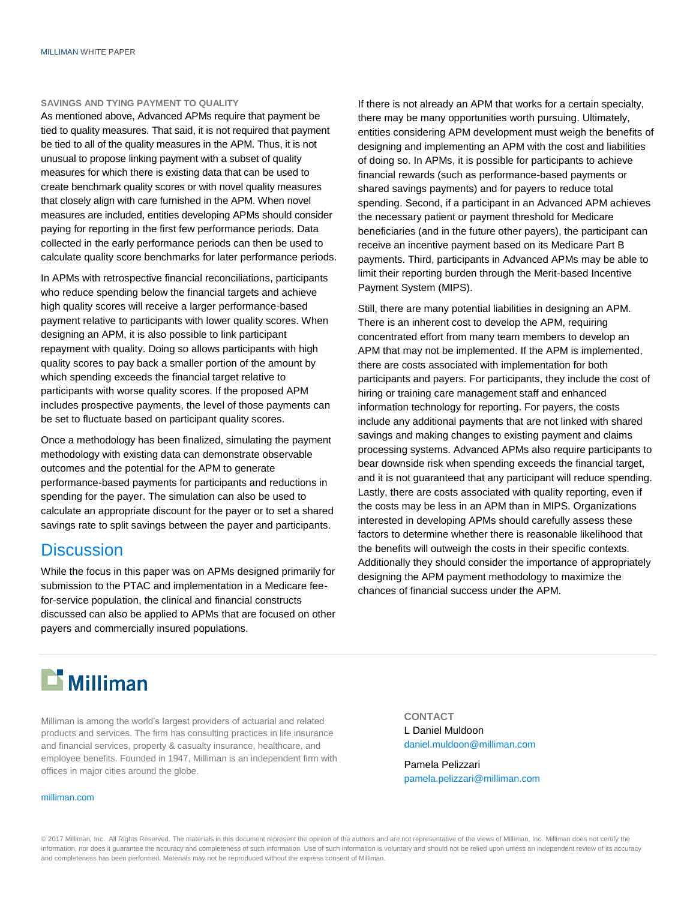### SAVINGS AND TYING PAYMENT TO QUALITY

As mentioned above, Advanced APMs require that payment be tied to quality measures. That said, it is not required that payment be tied to all of the quality measures in the APM. Thus, it is not unusual to propose linking payment with a subset of quality measures for which there is existing data that can be used to create benchmark quality scores or with novel quality measures that closely align with care furnished in the APM. When novel measures are included, entities developing APMs should consider paying for reporting in the first few performance periods. Data collected in the early performance periods can then be used to calculate quality score benchmarks for later performance periods.

In APMs with retrospective financial reconciliations, participants who reduce spending below the financial targets and achieve high quality scores will receive a larger performance-based payment relative to participants with lower quality scores. When designing an APM, it is also possible to link participant repayment with quality. Doing so allows participants with high quality scores to pay back a smaller portion of the amount by which spending exceeds the financial target relative to participants with worse quality scores. If the proposed APM includes prospective payments, the level of those payments can be set to fluctuate based on participant quality scores.

Once a methodology has been finalized, simulating the payment methodology with existing data can demonstrate observable outcomes and the potential for the APM to generate performance-based payments for participants and reductions in spending for the payer. The simulation can also be used to calculate an appropriate discount for the payer or to set a shared savings rate to split savings between the payer and participants.

## Discussion

While the focus in this paper was on APMs designed primarily for submission to the PTAC and implementation in a Medicare fee-for-service population, the clinical and financial constructs discussed can also be applied to APMs that are focused on other payers and commercially insured populations.

If there is not already an APM that works for a certain specialty, there may be many opportunities worth pursuing. Ultimately, entities considering APM development must weigh the benefits of designing and implementing an APM with the cost and liabilities of doing so. In APMs, it is possible for participants to achieve financial rewards (such as performance-based payments or shared savings payments) and for payers to reduce total spending. Second, if a participant in an Advanced APM achieves the necessary patient or payment threshold for Medicare beneficiaries (and in the future other payers), the participant can receive an incentive payment based on its Medicare Part B payments. Third, participants in Advanced APMs may be able to limit their reporting burden through the Merit-based Incentive Payment System (MIPS).

Still, there are many potential liabilities in designing an APM. There is an inherent cost to develop the APM, requiring concentrated effort from many team members to develop an APM that may not be implemented. If the APM is implemented, there are costs associated with implementation for both participants and payers. For participants, they include the cost of hiring or training care management staff and enhanced information technology for reporting. For payers, the costs include any additional payments that are not linked with shared savings and making changes to existing payment and claims processing systems. Advanced APMs also require participants to bear downside risk when spending exceeds the financial target, and it is not guaranteed that any participant will reduce spending. Lastly, there are costs associated with quality reporting, even if the costs may be less in an APM than in MIPS. Organizations interested in developing APMs should carefully assess these factors to determine whether there is reasonable likelihood that the benefits will outweigh the costs in their specific contexts. Additionally they should consider the importance of appropriately designing the APM payment methodology to maximize the chances of financial success under the APM.

Milliman

Milliman is among the world's largest providers of actuarial and related products and services. The firm has consulting practices in life insurance and financial services, property & casualty insurance, healthcare, and employee benefits. Founded in 1947, Milliman is an independent firm with offices in major cities around the globe.

milliman.com

**CONTACT**

L Daniel Muldoon
daniel.muldoon@milliman.com

Pamela Pelizzari
pamela.pelizzari@milliman.com

© 2017 Milliman, Inc. All Rights Reserved. The materials in this document represent the opinion of the authors and are not representative of the views of Milliman, Inc. Milliman does not certify the information, nor does it guarantee the accuracy and completeness of such information. Use of such information is voluntary and should not be relied upon unless an independent review of its accuracy and completeness has been performed. Materials may not be reproduced without the express consent of Milliman.